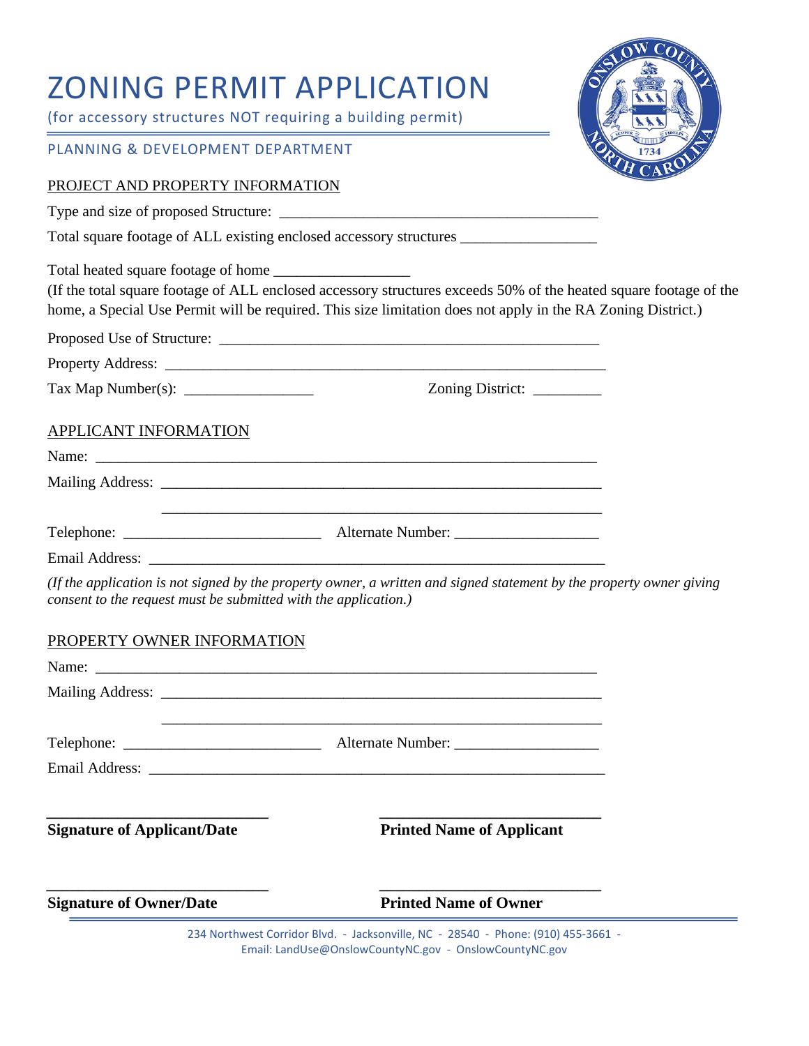# ZONING PERMIT APPLICATION

(for accessory structures NOT requiring a building permit)

PLANNING & DEVELOPMENT DEPARTMENT

## PROJECT AND PROPERTY INFORMATION

Type and size of proposed Structure: ___________________________________________

Total square footage of ALL existing enclosed accessory structures _________________

Total heated square footage of home __________________

(If the total square footage of ALL enclosed accessory structures exceeds 50% of the heated square footage of the home, a Special Use Permit will be required. This size limitation does not apply in the RA Zoning District.)

Proposed Use of Structure: ___________________________________________________

Property Address: ___________________________________________________________

Tax Map Number(s): _________________ Zoning District: _________

## APPLICANT INFORMATION

Name: ____________________________________________________________________

Mailing Address: ____________________________________________________________

____________________________________________________________

Telephone: __________________________ Alternate Number: ___________________

Email Address: _______________________________________________________________

*(If the application is not signed by the property owner, a written and signed statement by the property owner giving consent to the request must be submitted with the application.)*

## PROPERTY OWNER INFORMATION

Name: ____________________________________________________________________

Mailing Address: ____________________________________________________________

____________________________________________________________

Telephone: __________________________ Alternate Number: ___________________

Email Address: _______________________________________________________________

_____________________________ _____________________________

**Signature of Applicant/Date** **Printed Name of Applicant**

_____________________________ _____________________________

**Signature of Owner/Date** **Printed Name of Owner**

234 Northwest Corridor Blvd. - Jacksonville, NC - 28540 - Phone: (910) 455-3661 - Email: LandUse@OnslowCountyNC.gov - OnslowCountyNC.gov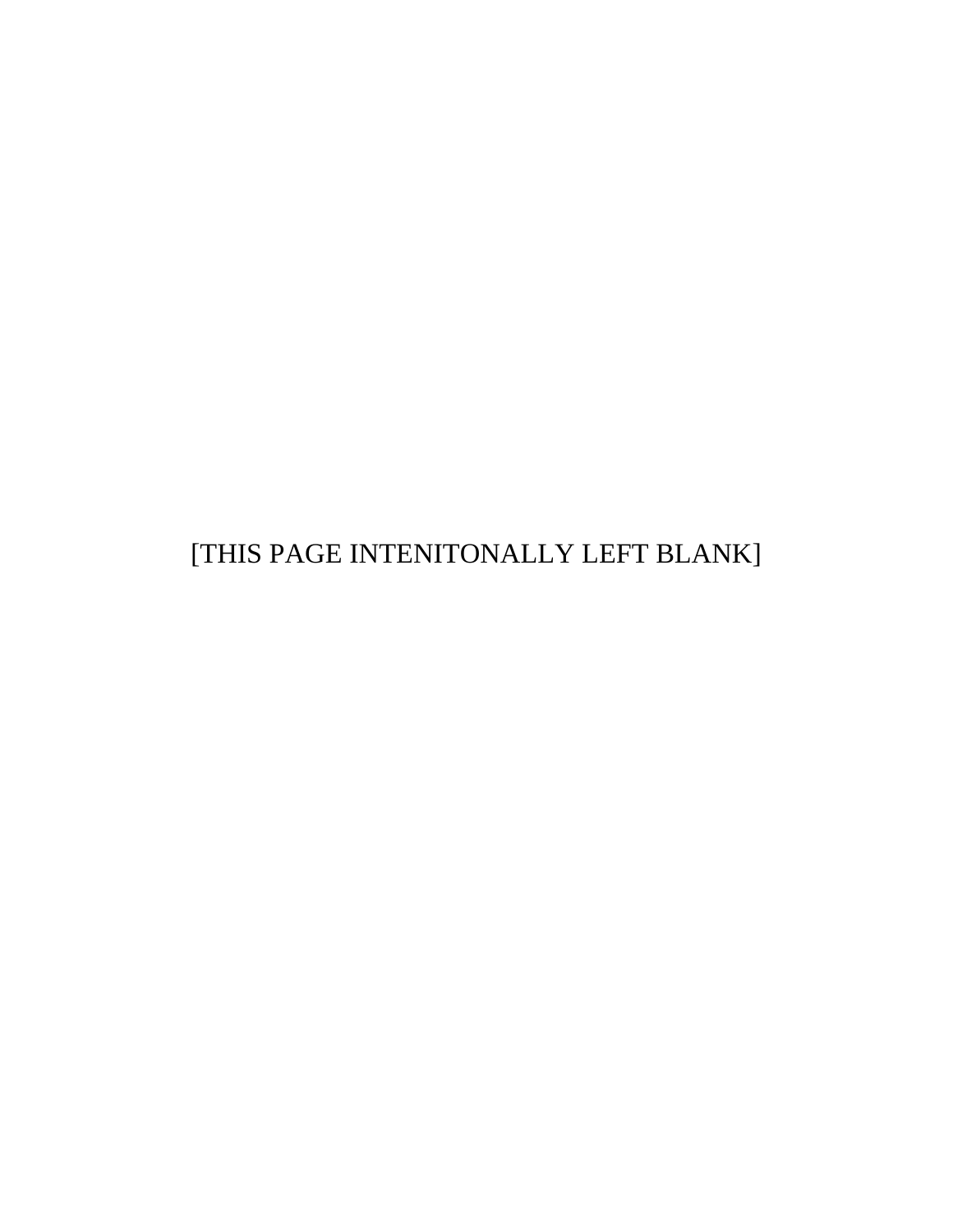[THIS PAGE INTENITONALLY LEFT BLANK]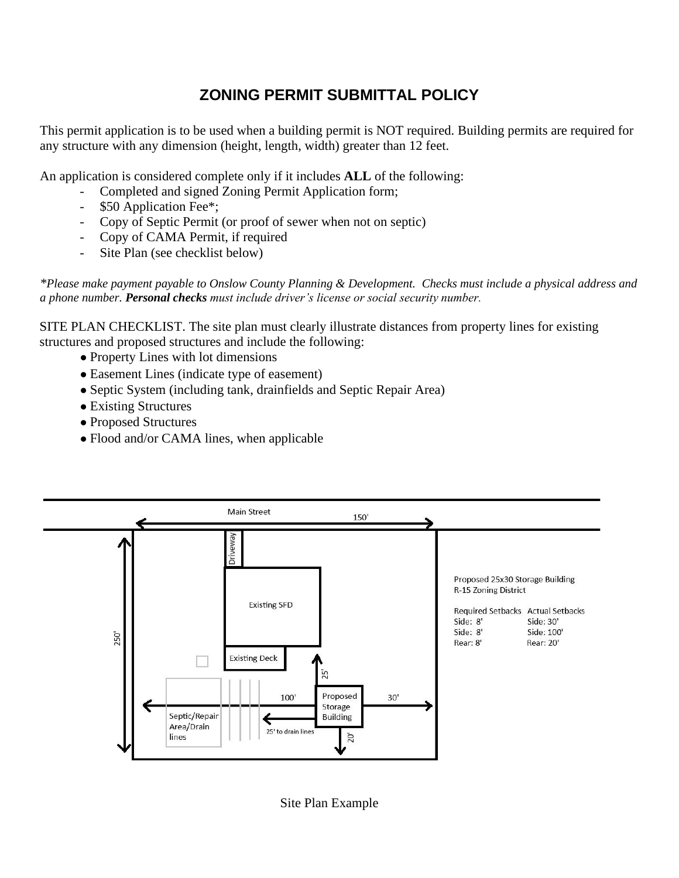# ZONING PERMIT SUBMITTAL POLICY

This permit application is to be used when a building permit is NOT required. Building permits are required for any structure with any dimension (height, length, width) greater than 12 feet.

An application is considered complete only if it includes **ALL** of the following:

- Completed and signed Zoning Permit Application form;
- $50 Application Fee*;
- Copy of Septic Permit (or proof of sewer when not on septic)
- Copy of CAMA Permit, if required
- Site Plan (see checklist below)

*\*Please make payment payable to Onslow County Planning & Development. Checks must include a physical address and a phone number.* ***Personal checks*** *must include driver's license or social security number.*

SITE PLAN CHECKLIST. The site plan must clearly illustrate distances from property lines for existing structures and proposed structures and include the following:

- Property Lines with lot dimensions
- Easement Lines (indicate type of easement)
- Septic System (including tank, drainfields and Septic Repair Area)
- Existing Structures
- Proposed Structures
- Flood and/or CAMA lines, when applicable

Main Street

150'

250'

Driveway

Existing SFD

Existing Deck

Septic/Repair Area/Drain lines

100'

25'

Proposed Storage Building

30'

25' to drain lines

20'

Proposed 25x30 Storage Building
R-15 Zoning District

| Required Setbacks | Actual Setbacks |
|---|---|
| Side: 8' | Side: 30' |
| Side: 8' | Side: 100' |
| Rear: 8' | Rear: 20' |

Site Plan Example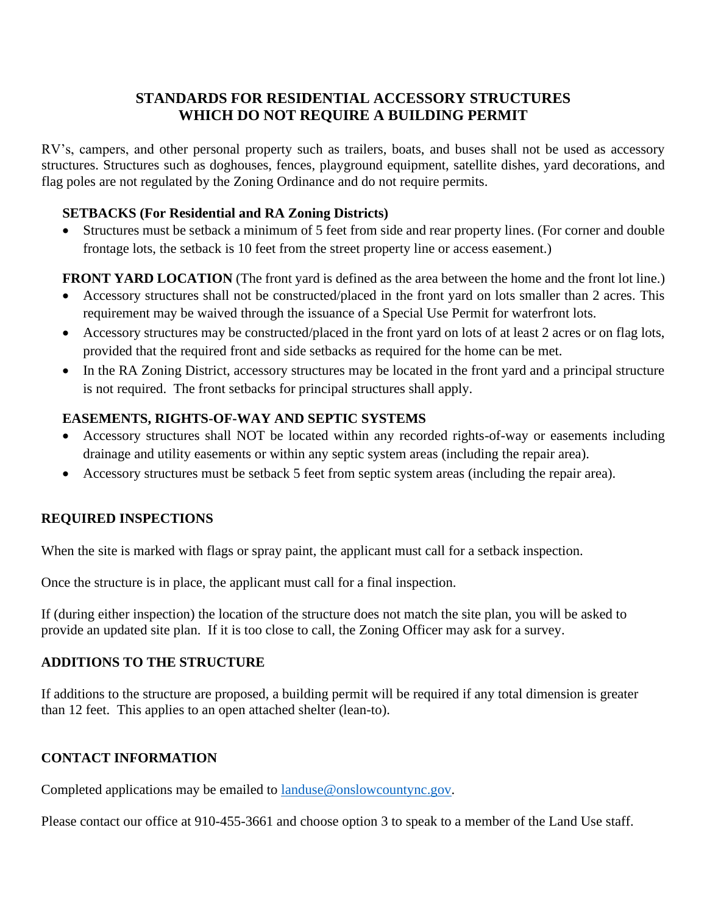# STANDARDS FOR RESIDENTIAL ACCESSORY STRUCTURES WHICH DO NOT REQUIRE A BUILDING PERMIT

RV's, campers, and other personal property such as trailers, boats, and buses shall not be used as accessory structures. Structures such as doghouses, fences, playground equipment, satellite dishes, yard decorations, and flag poles are not regulated by the Zoning Ordinance and do not require permits.

**SETBACKS (For Residential and RA Zoning Districts)**

- Structures must be setback a minimum of 5 feet from side and rear property lines. (For corner and double frontage lots, the setback is 10 feet from the street property line or access easement.)

**FRONT YARD LOCATION** (The front yard is defined as the area between the home and the front lot line.)

- Accessory structures shall not be constructed/placed in the front yard on lots smaller than 2 acres. This requirement may be waived through the issuance of a Special Use Permit for waterfront lots.
- Accessory structures may be constructed/placed in the front yard on lots of at least 2 acres or on flag lots, provided that the required front and side setbacks as required for the home can be met.
- In the RA Zoning District, accessory structures may be located in the front yard and a principal structure is not required. The front setbacks for principal structures shall apply.

**EASEMENTS, RIGHTS-OF-WAY AND SEPTIC SYSTEMS**

- Accessory structures shall NOT be located within any recorded rights-of-way or easements including drainage and utility easements or within any septic system areas (including the repair area).
- Accessory structures must be setback 5 feet from septic system areas (including the repair area).

## REQUIRED INSPECTIONS

When the site is marked with flags or spray paint, the applicant must call for a setback inspection.

Once the structure is in place, the applicant must call for a final inspection.

If (during either inspection) the location of the structure does not match the site plan, you will be asked to provide an updated site plan. If it is too close to call, the Zoning Officer may ask for a survey.

## ADDITIONS TO THE STRUCTURE

If additions to the structure are proposed, a building permit will be required if any total dimension is greater than 12 feet. This applies to an open attached shelter (lean-to).

## CONTACT INFORMATION

Completed applications may be emailed to landuse@onslowcountync.gov.

Please contact our office at 910-455-3661 and choose option 3 to speak to a member of the Land Use staff.